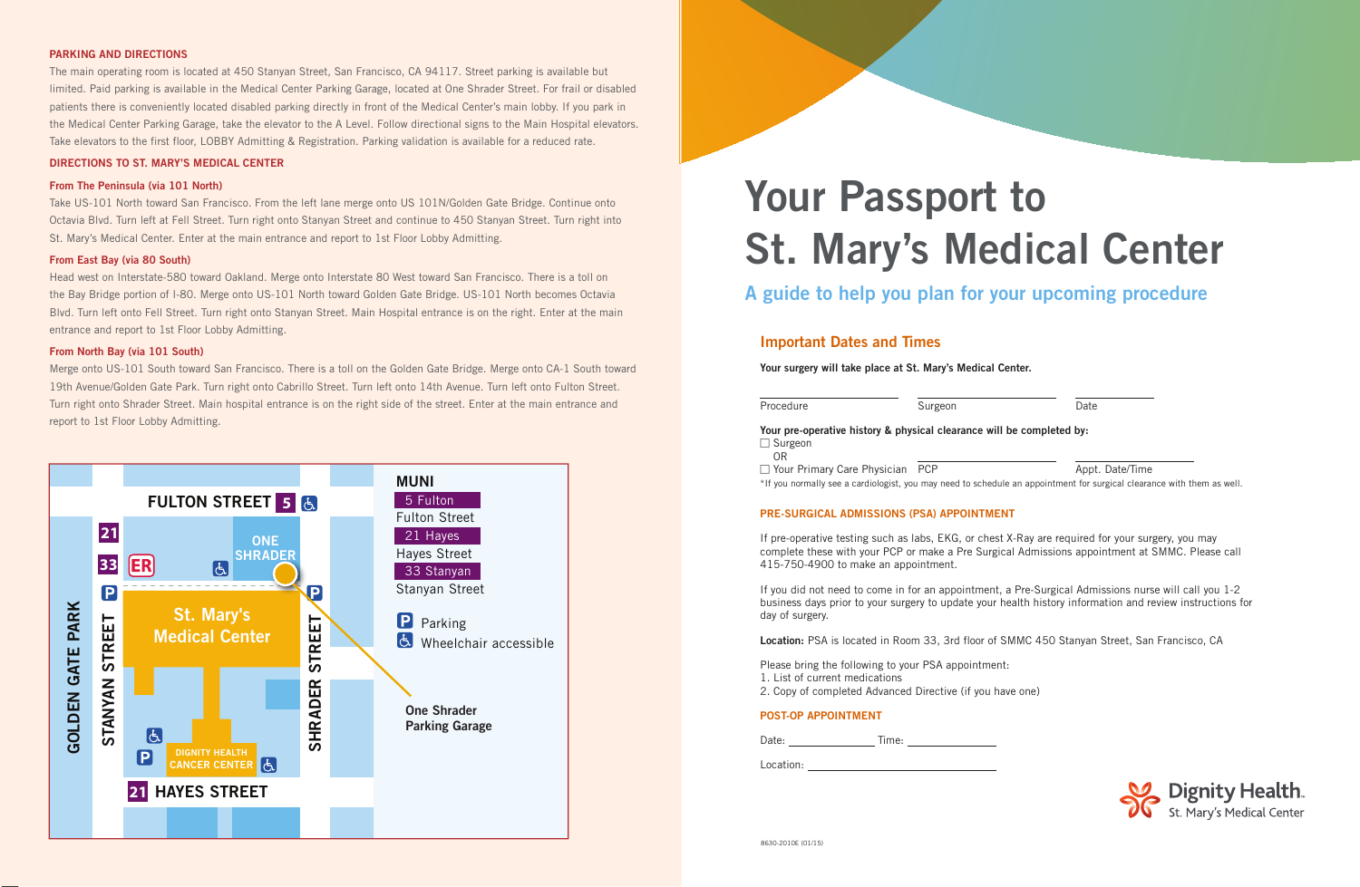## PARKING AND DIRECTIONS

The main operating room is located at 450 Stanyan Street, San Francisco, CA 94117. Street parking is available but limited. Paid parking is available in the Medical Center Parking Garage, located at One Shrader Street. For frail or disabled patients there is conveniently located disabled parking directly in front of the Medical Center's main lobby. If you park in the Medical Center Parking Garage, take the elevator to the A Level. Follow directional signs to the Main Hospital elevators. Take elevators to the first floor, LOBBY Admitting & Registration. Parking validation is available for a reduced rate.

## DIRECTIONS TO ST. MARY'S MEDICAL CENTER

### From The Peninsula (via 101 North)

Take US-101 North toward San Francisco. From the left lane merge onto US 101N/Golden Gate Bridge. Continue onto Octavia Blvd. Turn left at Fell Street. Turn right onto Stanyan Street and continue to 450 Stanyan Street. Turn right into St. Mary's Medical Center. Enter at the main entrance and report to 1st Floor Lobby Admitting.

### From East Bay (via 80 South)

Head west on Interstate-580 toward Oakland. Merge onto Interstate 80 West toward San Francisco. There is a toll on the Bay Bridge portion of I-80. Merge onto US-101 North toward Golden Gate Bridge. US-101 North becomes Octavia Blvd. Turn left onto Fell Street. Turn right onto Stanyan Street. Main Hospital entrance is on the right. Enter at the main entrance and report to 1st Floor Lobby Admitting.

### From North Bay (via 101 South)

Merge onto US-101 South toward San Francisco. There is a toll on the Golden Gate Bridge. Merge onto CA-1 South toward 19th Avenue/Golden Gate Park. Turn right onto Cabrillo Street. Turn left onto 14th Avenue. Turn left onto Fulton Street. Turn right onto Shrader Street. Main hospital entrance is on the right side of the street. Enter at the main entrance and report to 1st Floor Lobby Admitting.

FULTON STREET 5 · STANYAN STREET · SHRADER STREET · HAYES STREET 21 · GOLDEN GATE PARK · 21 · 33 · ER · ONE SHRADER · St. Mary's Medical Center · DIGNITY HEALTH CANCER CENTER · One Shrader Parking Garage

**MUNI**

- 5 Fulton — Fulton Street
- 21 Hayes — Hayes Street
- 33 Stanyan — Stanyan Street

P Parking
Wheelchair accessible

# Your Passport to St. Mary's Medical Center

## A guide to help you plan for your upcoming procedure

### Important Dates and Times

**Your surgery will take place at St. Mary's Medical Center.**

Procedure ____________ Surgeon ____________ Date ____________

**Your pre-operative history & physical clearance will be completed by:**

☐ Surgeon
OR
☐ Your Primary Care Physician PCP ____________ Appt. Date/Time ____________

*If you normally see a cardiologist, you may need to schedule an appointment for surgical clearance with them as well.

### PRE-SURGICAL ADMISSIONS (PSA) APPOINTMENT

If pre-operative testing such as labs, EKG, or chest X-Ray are required for your surgery, you may complete these with your PCP or make a Pre Surgical Admissions appointment at SMMC. Please call 415-750-4900 to make an appointment.

If you did not need to come in for an appointment, a Pre-Surgical Admissions nurse will call you 1-2 business days prior to your surgery to update your health history information and review instructions for day of surgery.

**Location:** PSA is located in Room 33, 3rd floor of SMMC 450 Stanyan Street, San Francisco, CA

Please bring the following to your PSA appointment:

1. List of current medications
2. Copy of completed Advanced Directive (if you have one)

### POST-OP APPOINTMENT

Date: ____________ Time: ____________

Location: ____________

Dignity Health. St. Mary's Medical Center

8630-2010E (01/15)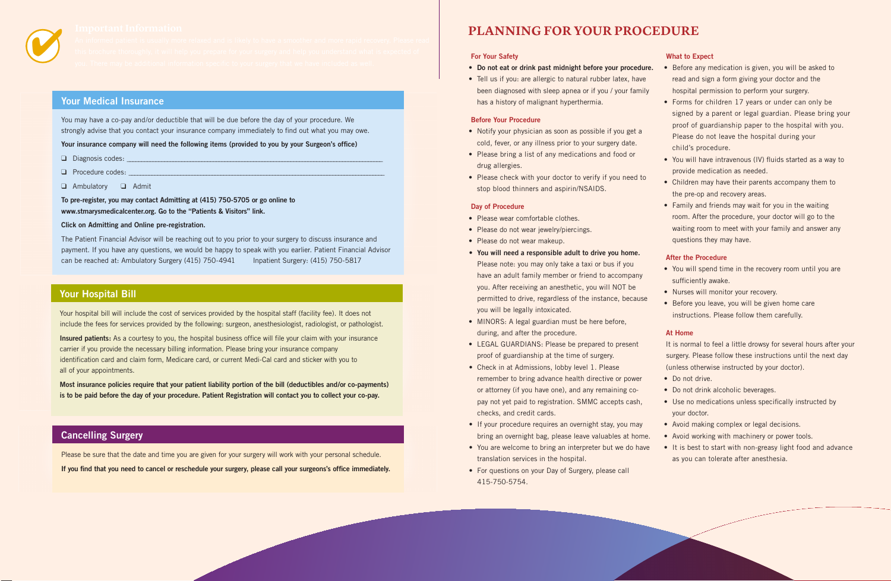## Important Information

An informed patient is usually more relaxed and is likely to have a smoother and more rapid recovery. Please read this brochure thoroughly; it will help you prepare for your surgery and help you understand what is expected of you. There may be additional information specific to your surgery that we have included as well.

## Your Medical Insurance

You may have a co-pay and/or deductible that will be due before the day of your procedure. We strongly advise that you contact your insurance company immediately to find out what you may owe.

**Your insurance company will need the following items (provided to you by your Surgeon's office)**

- ❑ Diagnosis codes: ______________________________
- ❑ Procedure codes: ______________________________
- ❑ Ambulatory ❑ Admit

**To pre-register, you may contact Admitting at (415) 750-5705 or go online to www.stmarysmedicalcenter.org. Go to the "Patients & Visitors" link.**

**Click on Admitting and Online pre-registration.**

The Patient Financial Advisor will be reaching out to you prior to your surgery to discuss insurance and payment. If you have any questions, we would be happy to speak with you earlier. Patient Financial Advisor can be reached at: Ambulatory Surgery (415) 750-4941 Inpatient Surgery: (415) 750-5817

## Your Hospital Bill

Your hospital bill will include the cost of services provided by the hospital staff (facility fee). It does not include the fees for services provided by the following: surgeon, anesthesiologist, radiologist, or pathologist.

**Insured patients:** As a courtesy to you, the hospital business office will file your claim with your insurance carrier if you provide the necessary billing information. Please bring your insurance company identification card and claim form, Medicare card, or current Medi-Cal card and sticker with you to all of your appointments.

**Most insurance policies require that your patient liability portion of the bill (deductibles and/or co-payments) is to be paid before the day of your procedure. Patient Registration will contact you to collect your co-pay.**

## Cancelling Surgery

Please be sure that the date and time you are given for your surgery will work with your personal schedule.

**If you find that you need to cancel or reschedule your surgery, please call your surgeons's office immediately.**

# PLANNING FOR YOUR PROCEDURE

### For Your Safety

- **Do not eat or drink past midnight before your procedure.**
- Tell us if you: are allergic to natural rubber latex, have been diagnosed with sleep apnea or if you / your family has a history of malignant hyperthermia.

### Before Your Procedure

- Notify your physician as soon as possible if you get a cold, fever, or any illness prior to your surgery date.
- Please bring a list of any medications and food or drug allergies.
- Please check with your doctor to verify if you need to stop blood thinners and aspirin/NSAIDS.

### Day of Procedure

- Please wear comfortable clothes.
- Please do not wear jewelry/piercings.
- Please do not wear makeup.
- **You will need a responsible adult to drive you home.** Please note: you may only take a taxi or bus if you have an adult family member or friend to accompany you. After receiving an anesthetic, you will NOT be permitted to drive, regardless of the instance, because you will be legally intoxicated.
- MINORS: A legal guardian must be here before, during, and after the procedure.
- LEGAL GUARDIANS: Please be prepared to present proof of guardianship at the time of surgery.
- Check in at Admissions, lobby level 1. Please remember to bring advance health directive or power or attorney (if you have one), and any remaining co-pay not yet paid to registration. SMMC accepts cash, checks, and credit cards.
- If your procedure requires an overnight stay, you may bring an overnight bag, please leave valuables at home.
- You are welcome to bring an interpreter but we do have translation services in the hospital.
- For questions on your Day of Surgery, please call 415-750-5754.

### What to Expect

- Before any medication is given, you will be asked to read and sign a form giving your doctor and the hospital permission to perform your surgery.
- Forms for children 17 years or under can only be signed by a parent or legal guardian. Please bring your proof of guardianship paper to the hospital with you. Please do not leave the hospital during your child's procedure.
- You will have intravenous (IV) fluids started as a way to provide medication as needed.
- Children may have their parents accompany them to the pre-op and recovery areas.
- Family and friends may wait for you in the waiting room. After the procedure, your doctor will go to the waiting room to meet with your family and answer any questions they may have.

### After the Procedure

- You will spend time in the recovery room until you are sufficiently awake.
- Nurses will monitor your recovery.
- Before you leave, you will be given home care instructions. Please follow them carefully.

### At Home

It is normal to feel a little drowsy for several hours after your surgery. Please follow these instructions until the next day (unless otherwise instructed by your doctor).

- Do not drive.
- Do not drink alcoholic beverages.
- Use no medications unless specifically instructed by your doctor.
- Avoid making complex or legal decisions.
- Avoid working with machinery or power tools.
- It is best to start with non-greasy light food and advance as you can tolerate after anesthesia.